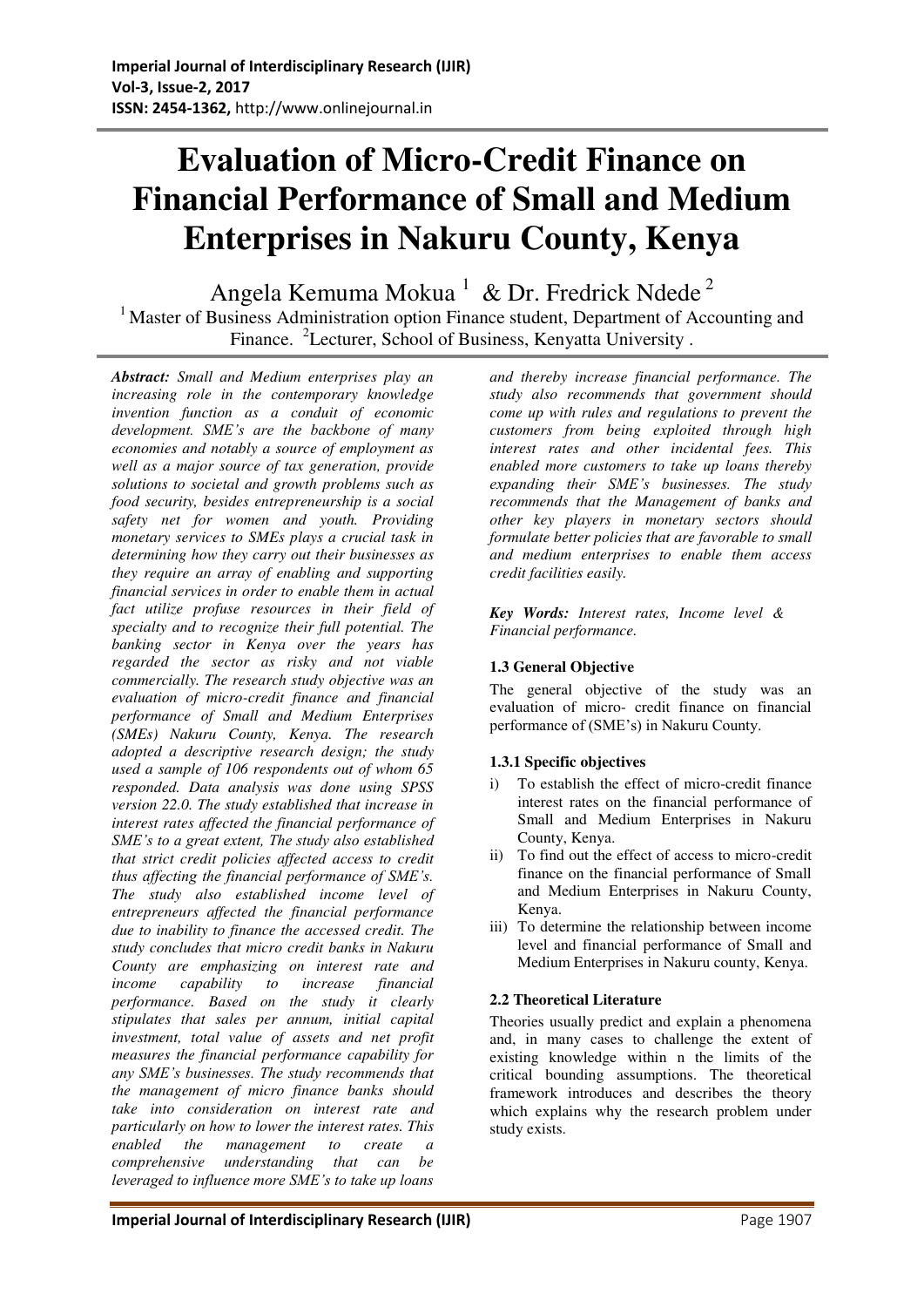# Evaluation of Micro-Credit Finance on Financial Performance of Small and Medium Enterprises in Nakuru County, Kenya

Angela Kemuma Mokua [1] & Dr. Fredrick Ndede [2]

[1] Master of Business Administration option Finance student, Department of Accounting and Finance. [2]Lecturer, School of Business, Kenyatta University .

***Abstract:*** *Small and Medium enterprises play an increasing role in the contemporary knowledge invention function as a conduit of economic development. SME's are the backbone of many economies and notably a source of employment as well as a major source of tax generation, provide solutions to societal and growth problems such as food security, besides entrepreneurship is a social safety net for women and youth. Providing monetary services to SMEs plays a crucial task in determining how they carry out their businesses as they require an array of enabling and supporting financial services in order to enable them in actual fact utilize profuse resources in their field of specialty and to recognize their full potential. The banking sector in Kenya over the years has regarded the sector as risky and not viable commercially. The research study objective was an evaluation of micro-credit finance and financial performance of Small and Medium Enterprises (SMEs) Nakuru County, Kenya. The research adopted a descriptive research design; the study used a sample of 106 respondents out of whom 65 responded. Data analysis was done using SPSS version 22.0. The study established that increase in interest rates affected the financial performance of SME's to a great extent, The study also established that strict credit policies affected access to credit thus affecting the financial performance of SME's. The study also established income level of entrepreneurs affected the financial performance due to inability to finance the accessed credit. The study concludes that micro credit banks in Nakuru County are emphasizing on interest rate and income capability to increase financial performance. Based on the study it clearly stipulates that sales per annum, initial capital investment, total value of assets and net profit measures the financial performance capability for any SME's businesses. The study recommends that the management of micro finance banks should take into consideration on interest rate and particularly on how to lower the interest rates. This enabled the management to create a comprehensive understanding that can be leveraged to influence more SME's to take up loans and thereby increase financial performance. The study also recommends that government should come up with rules and regulations to prevent the customers from being exploited through high interest rates and other incidental fees. This enabled more customers to take up loans thereby expanding their SME's businesses. The study recommends that the Management of banks and other key players in monetary sectors should formulate better policies that are favorable to small and medium enterprises to enable them access credit facilities easily.*

***Key Words:*** *Interest rates, Income level & Financial performance.*

### 1.3 General Objective

The general objective of the study was an evaluation of micro- credit finance on financial performance of (SME's) in Nakuru County.

#### 1.3.1 Specific objectives

i) To establish the effect of micro-credit finance interest rates on the financial performance of Small and Medium Enterprises in Nakuru County, Kenya.
ii) To find out the effect of access to micro-credit finance on the financial performance of Small and Medium Enterprises in Nakuru County, Kenya.
iii) To determine the relationship between income level and financial performance of Small and Medium Enterprises in Nakuru county, Kenya.

### 2.2 Theoretical Literature

Theories usually predict and explain a phenomena and, in many cases to challenge the extent of existing knowledge within n the limits of the critical bounding assumptions. The theoretical framework introduces and describes the theory which explains why the research problem under study exists.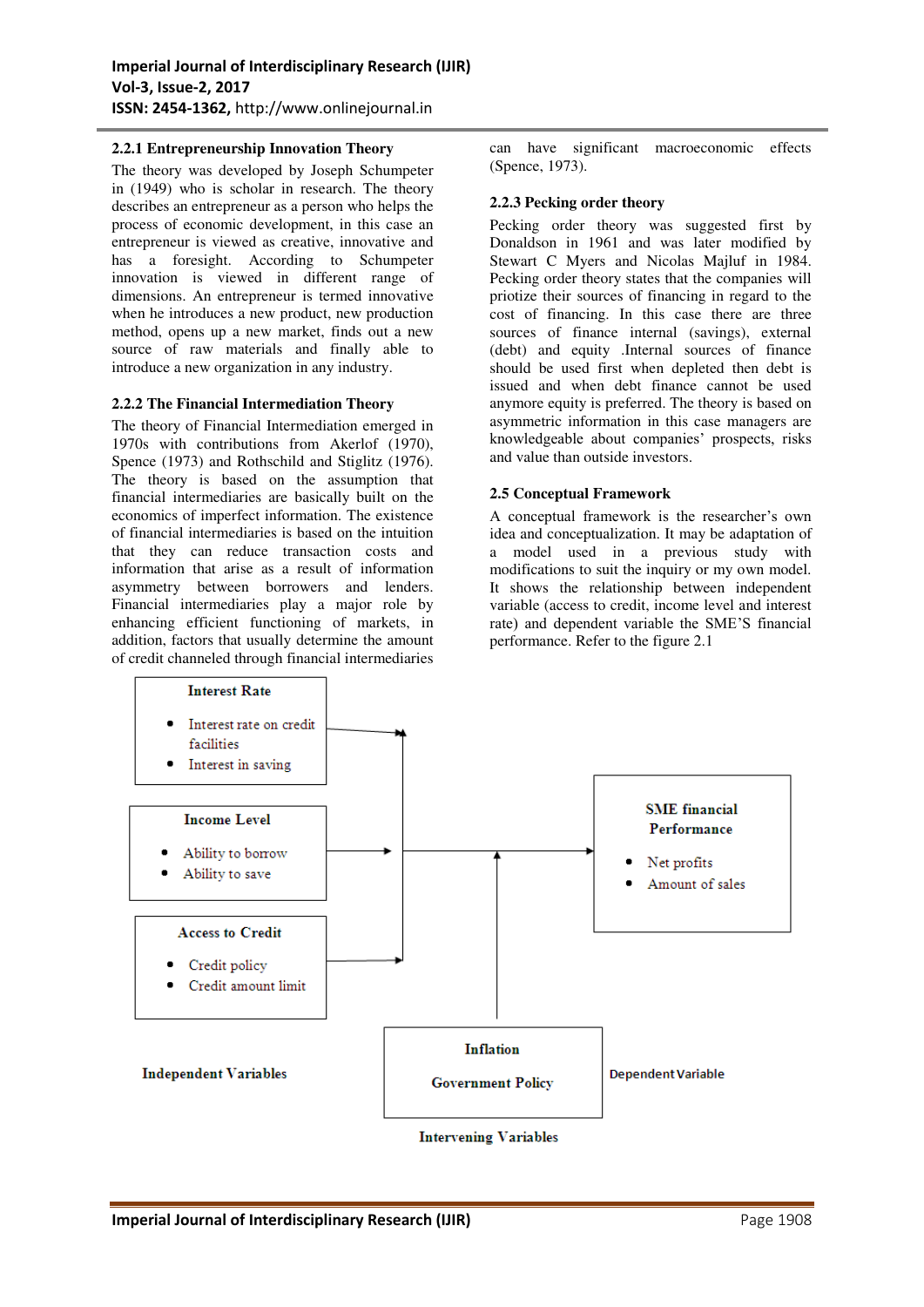### 2.2.1 Entrepreneurship Innovation Theory

The theory was developed by Joseph Schumpeter in (1949) who is scholar in research. The theory describes an entrepreneur as a person who helps the process of economic development, in this case an entrepreneur is viewed as creative, innovative and has a foresight. According to Schumpeter innovation is viewed in different range of dimensions. An entrepreneur is termed innovative when he introduces a new product, new production method, opens up a new market, finds out a new source of raw materials and finally able to introduce a new organization in any industry.

### 2.2.2 The Financial Intermediation Theory

The theory of Financial Intermediation emerged in 1970s with contributions from Akerlof (1970), Spence (1973) and Rothschild and Stiglitz (1976). The theory is based on the assumption that financial intermediaries are basically built on the economics of imperfect information. The existence of financial intermediaries is based on the intuition that they can reduce transaction costs and information that arise as a result of information asymmetry between borrowers and lenders. Financial intermediaries play a major role by enhancing efficient functioning of markets, in addition, factors that usually determine the amount of credit channeled through financial intermediaries can have significant macroeconomic effects (Spence, 1973).

### 2.2.3 Pecking order theory

Pecking order theory was suggested first by Donaldson in 1961 and was later modified by Stewart C Myers and Nicolas Majluf in 1984. Pecking order theory states that the companies will priotize their sources of financing in regard to the cost of financing. In this case there are three sources of finance internal (savings), external (debt) and equity .Internal sources of finance should be used first when depleted then debt is issued and when debt finance cannot be used anymore equity is preferred. The theory is based on asymmetric information in this case managers are knowledgeable about companies' prospects, risks and value than outside investors.

### 2.5 Conceptual Framework

A conceptual framework is the researcher's own idea and conceptualization. It may be adaptation of a model used in a previous study with modifications to suit the inquiry or my own model. It shows the relationship between independent variable (access to credit, income level and interest rate) and dependent variable the SME'S financial performance. Refer to the figure 2.1

**Interest Rate**
- Interest rate on credit facilities
- Interest in saving

**Income Level**
- Ability to borrow
- Ability to save

**Access to Credit**
- Credit policy
- Credit amount limit

**SME financial Performance**
- Net profits
- Amount of sales

**Inflation**

**Government Policy**

**Independent Variables**

**Dependent Variable**

**Intervening Variables**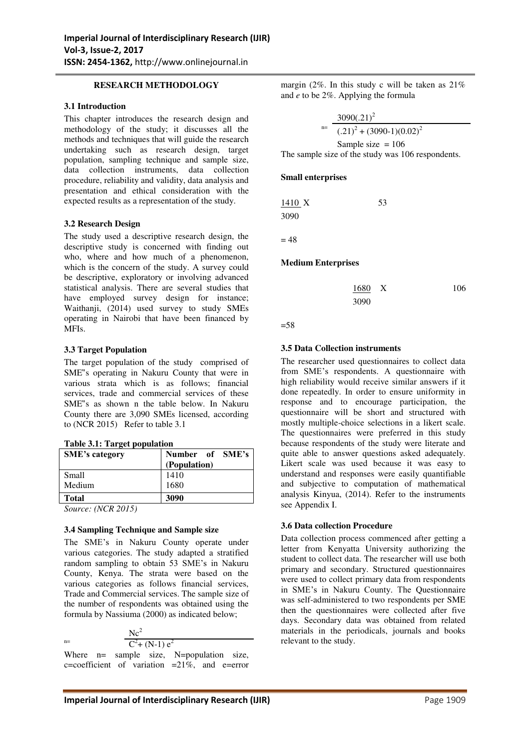## RESEARCH METHODOLOGY

### 3.1 Introduction

This chapter introduces the research design and methodology of the study; it discusses all the methods and techniques that will guide the research undertaking such as research design, target population, sampling technique and sample size, data collection instruments, data collection procedure, reliability and validity, data analysis and presentation and ethical consideration with the expected results as a representation of the study.

### 3.2 Research Design

The study used a descriptive research design, the descriptive study is concerned with finding out who, where and how much of a phenomenon, which is the concern of the study. A survey could be descriptive, exploratory or involving advanced statistical analysis. There are several studies that have employed survey design for instance; Waithanji, (2014) used survey to study SMEs operating in Nairobi that have been financed by MFIs.

### 3.3 Target Population

The target population of the study comprised of SME"s operating in Nakuru County that were in various strata which is as follows; financial services, trade and commercial services of these SME"s as shown n the table below. In Nakuru County there are 3,090 SMEs licensed, according to (NCR 2015) Refer to table 3.1

**Table 3.1: Target population**

| SME's category | Number of SME's (Population) |
|---|---|
| Small | 1410 |
| Medium | 1680 |
| **Total** | **3090** |

*Source: (NCR 2015)*

### 3.4 Sampling Technique and Sample size

The SME's in Nakuru County operate under various categories. The study adapted a stratified random sampling to obtain 53 SME's in Nakuru County, Kenya. The strata were based on the various categories as follows financial services, Trade and Commercial services. The sample size of the number of respondents was obtained using the formula by Nassiuma (2000) as indicated below;

$$n = \frac{Nc^2}{C^2 + (N-1)\,e^2}$$

Where n= sample size, N=population size, c=coefficient of variation =21%, and e=error margin (2%. In this study c will be taken as 21% and *e* to be 2%. Applying the formula

$$n = \frac{3090(.21)^2}{(.21)^2 + (3090-1)(0.02)^2}$$

Sample size = 106

The sample size of the study was 106 respondents.

**Small enterprises**

$$\frac{1410}{3090} \text{ X } 53$$

= 48

**Medium Enterprises**

$$\frac{1680}{3090} \text{ X } 106$$

=58

### 3.5 Data Collection instruments

The researcher used questionnaires to collect data from SME's respondents. A questionnaire with high reliability would receive similar answers if it done repeatedly. In order to ensure uniformity in response and to encourage participation, the questionnaire will be short and structured with mostly multiple-choice selections in a likert scale. The questionnaires were preferred in this study because respondents of the study were literate and quite able to answer questions asked adequately. Likert scale was used because it was easy to understand and responses were easily quantifiable and subjective to computation of mathematical analysis Kinyua, (2014). Refer to the instruments see Appendix I.

### 3.6 Data collection Procedure

Data collection process commenced after getting a letter from Kenyatta University authorizing the student to collect data. The researcher will use both primary and secondary. Structured questionnaires were used to collect primary data from respondents in SME's in Nakuru County. The Questionnaire was self-administered to two respondents per SME then the questionnaires were collected after five days. Secondary data was obtained from related materials in the periodicals, journals and books relevant to the study.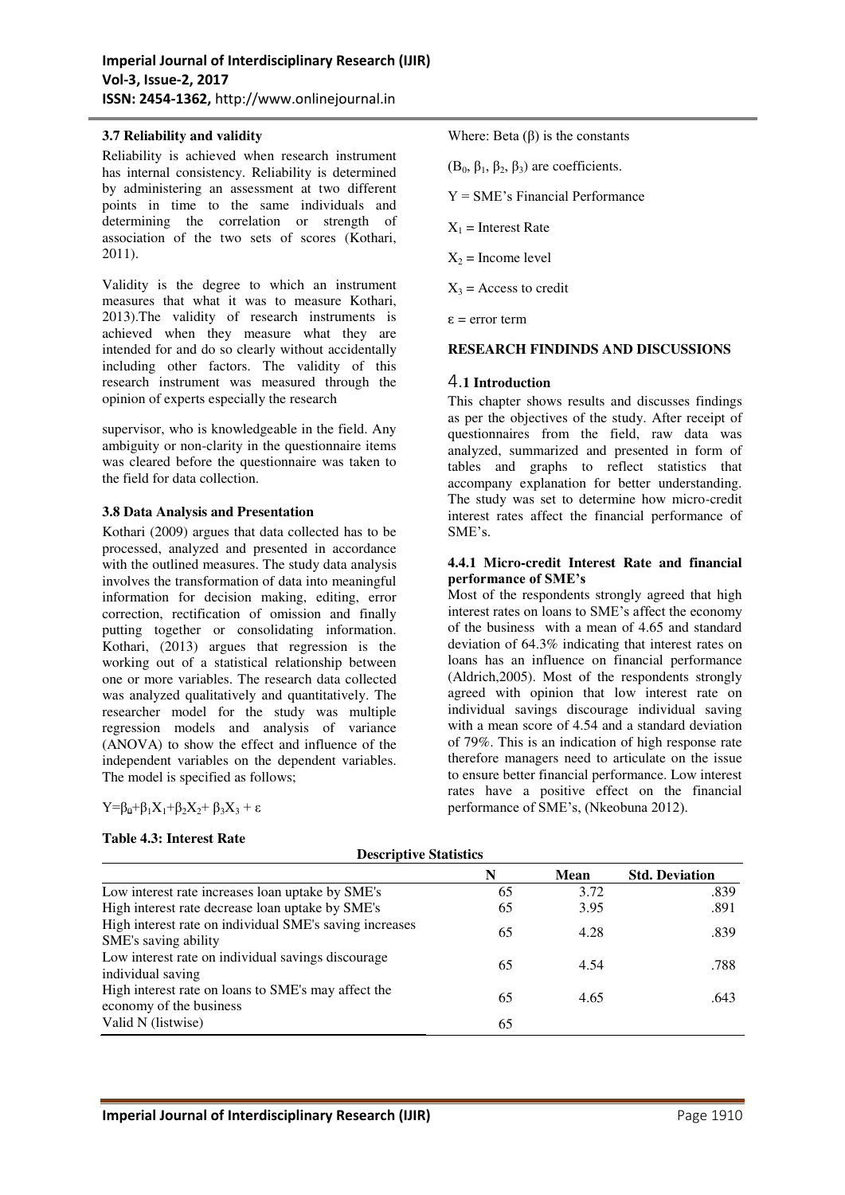### 3.7 Reliability and validity

Reliability is achieved when research instrument has internal consistency. Reliability is determined by administering an assessment at two different points in time to the same individuals and determining the correlation or strength of association of the two sets of scores (Kothari, 2011).

Validity is the degree to which an instrument measures that what it was to measure Kothari, 2013).The validity of research instruments is achieved when they measure what they are intended for and do so clearly without accidentally including other factors. The validity of this research instrument was measured through the opinion of experts especially the research supervisor, who is knowledgeable in the field. Any ambiguity or non-clarity in the questionnaire items was cleared before the questionnaire was taken to the field for data collection.

### 3.8 Data Analysis and Presentation

Kothari (2009) argues that data collected has to be processed, analyzed and presented in accordance with the outlined measures. The study data analysis involves the transformation of data into meaningful information for decision making, editing, error correction, rectification of omission and finally putting together or consolidating information. Kothari, (2013) argues that regression is the working out of a statistical relationship between one or more variables. The research data collected was analyzed qualitatively and quantitatively. The researcher model for the study was multiple regression models and analysis of variance (ANOVA) to show the effect and influence of the independent variables on the dependent variables. The model is specified as follows;

$$Y=\beta_0+\beta_1X_1+\beta_2X_2+\beta_3X_3+\varepsilon$$

Where: Beta ($\beta$) is the constants

($B_0$, $\beta_1$, $\beta_2$, $\beta_3$) are coefficients.

Y = SME's Financial Performance

$X_1$ = Interest Rate

$X_2$ = Income level

$X_3$ = Access to credit

$\varepsilon$ = error term

## RESEARCH FINDINDS AND DISCUSSIONS

### 4.1 Introduction

This chapter shows results and discusses findings as per the objectives of the study. After receipt of questionnaires from the field, raw data was analyzed, summarized and presented in form of tables and graphs to reflect statistics that accompany explanation for better understanding. The study was set to determine how micro-credit interest rates affect the financial performance of SME's.

#### 4.4.1 Micro-credit Interest Rate and financial performance of SME's

Most of the respondents strongly agreed that high interest rates on loans to SME's affect the economy of the business with a mean of 4.65 and standard deviation of 64.3% indicating that interest rates on loans has an influence on financial performance (Aldrich,2005). Most of the respondents strongly agreed with opinion that low interest rate on individual savings discourage individual saving with a mean score of 4.54 and a standard deviation of 79%. This is an indication of high response rate therefore managers need to articulate on the issue to ensure better financial performance. Low interest rates have a positive effect on the financial performance of SME's, (Nkeobuna 2012).

**Table 4.3: Interest Rate**

**Descriptive Statistics**

| | N | Mean | Std. Deviation |
|---|---|---|---|
| Low interest rate increases loan uptake by SME's | 65 | 3.72 | .839 |
| High interest rate decrease loan uptake by SME's | 65 | 3.95 | .891 |
| High interest rate on individual SME's saving increases SME's saving ability | 65 | 4.28 | .839 |
| Low interest rate on individual savings discourage individual saving | 65 | 4.54 | .788 |
| High interest rate on loans to SME's may affect the economy of the business | 65 | 4.65 | .643 |
| Valid N (listwise) | 65 | | |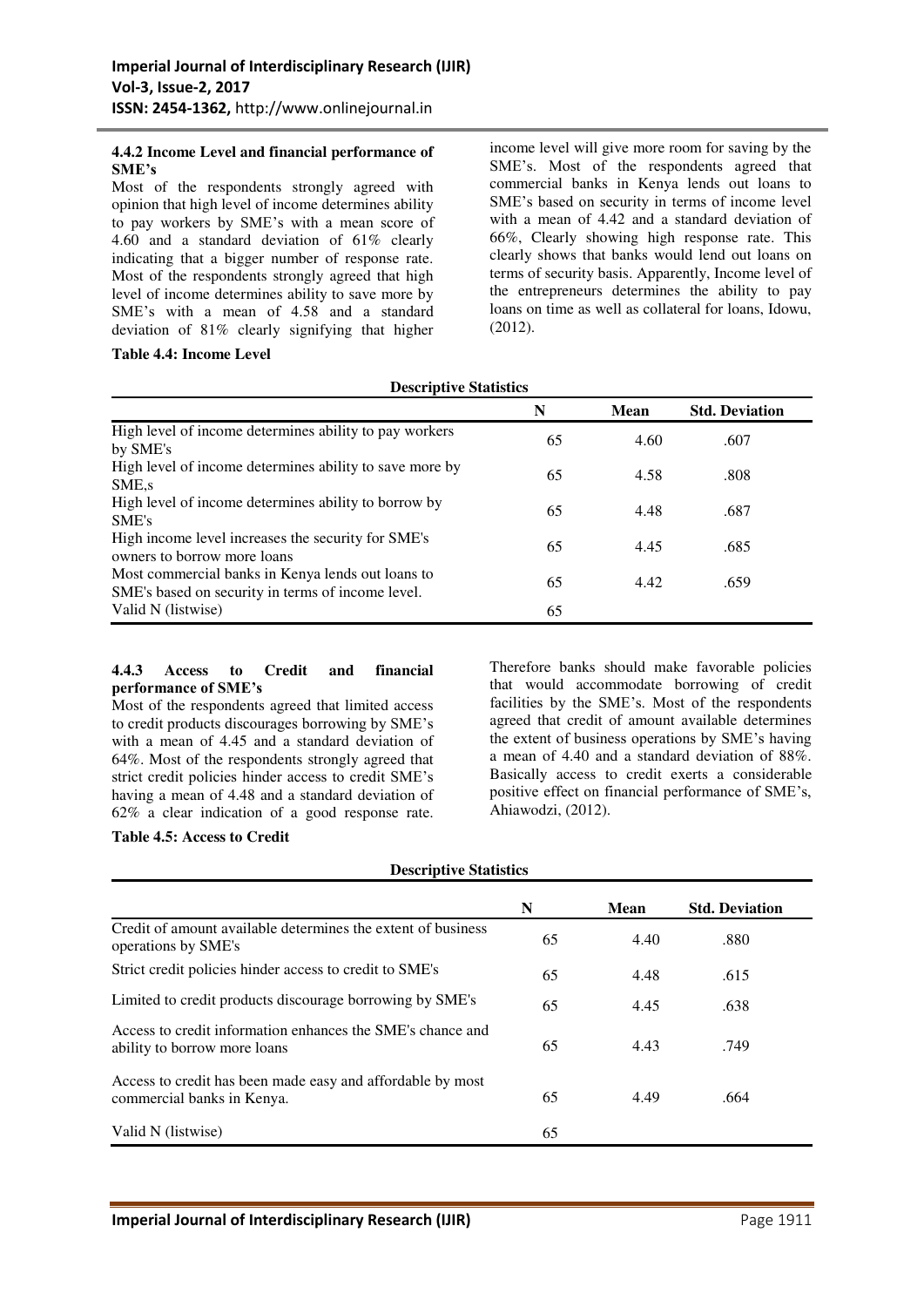#### 4.4.2 Income Level and financial performance of SME's

Most of the respondents strongly agreed with opinion that high level of income determines ability to pay workers by SME's with a mean score of 4.60 and a standard deviation of 61% clearly indicating that a bigger number of response rate. Most of the respondents strongly agreed that high level of income determines ability to save more by SME's with a mean of 4.58 and a standard deviation of 81% clearly signifying that higher income level will give more room for saving by the SME's. Most of the respondents agreed that commercial banks in Kenya lends out loans to SME's based on security in terms of income level with a mean of 4.42 and a standard deviation of 66%, Clearly showing high response rate. This clearly shows that banks would lend out loans on terms of security basis. Apparently, Income level of the entrepreneurs determines the ability to pay loans on time as well as collateral for loans, Idowu, (2012).

**Table 4.4: Income Level**

**Descriptive Statistics**

| | N | Mean | Std. Deviation |
|---|---|---|---|
| High level of income determines ability to pay workers by SME's | 65 | 4.60 | .607 |
| High level of income determines ability to save more by SME,s | 65 | 4.58 | .808 |
| High level of income determines ability to borrow by SME's | 65 | 4.48 | .687 |
| High income level increases the security for SME's owners to borrow more loans | 65 | 4.45 | .685 |
| Most commercial banks in Kenya lends out loans to SME's based on security in terms of income level. | 65 | 4.42 | .659 |
| Valid N (listwise) | 65 | | |

#### 4.4.3 Access to Credit and financial performance of SME's

Most of the respondents agreed that limited access to credit products discourages borrowing by SME's with a mean of 4.45 and a standard deviation of 64%. Most of the respondents strongly agreed that strict credit policies hinder access to credit SME's having a mean of 4.48 and a standard deviation of 62% a clear indication of a good response rate. Therefore banks should make favorable policies that would accommodate borrowing of credit facilities by the SME's. Most of the respondents agreed that credit of amount available determines the extent of business operations by SME's having a mean of 4.40 and a standard deviation of 88%. Basically access to credit exerts a considerable positive effect on financial performance of SME's, Ahiawodzi, (2012).

**Table 4.5: Access to Credit**

**Descriptive Statistics**

| | N | Mean | Std. Deviation |
|---|---|---|---|
| Credit of amount available determines the extent of business operations by SME's | 65 | 4.40 | .880 |
| Strict credit policies hinder access to credit to SME's | 65 | 4.48 | .615 |
| Limited to credit products discourage borrowing by SME's | 65 | 4.45 | .638 |
| Access to credit information enhances the SME's chance and ability to borrow more loans | 65 | 4.43 | .749 |
| Access to credit has been made easy and affordable by most commercial banks in Kenya. | 65 | 4.49 | .664 |
| Valid N (listwise) | 65 | | |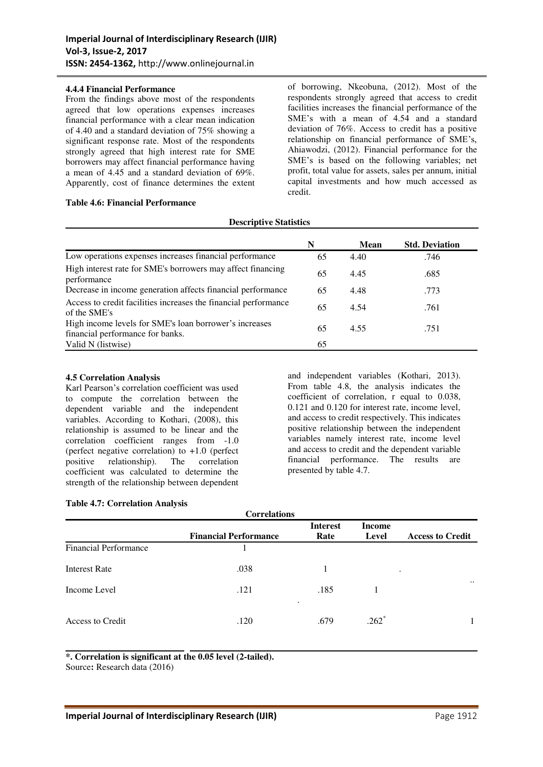### 4.4.4 Financial Performance

From the findings above most of the respondents agreed that low operations expenses increases financial performance with a clear mean indication of 4.40 and a standard deviation of 75% showing a significant response rate. Most of the respondents strongly agreed that high interest rate for SME borrowers may affect financial performance having a mean of 4.45 and a standard deviation of 69%. Apparently, cost of finance determines the extent of borrowing, Nkeobuna, (2012). Most of the respondents strongly agreed that access to credit facilities increases the financial performance of the SME's with a mean of 4.54 and a standard deviation of 76%. Access to credit has a positive relationship on financial performance of SME's, Ahiawodzi, (2012). Financial performance for the SME's is based on the following variables; net profit, total value for assets, sales per annum, initial capital investments and how much accessed as credit.

**Table 4.6: Financial Performance**

**Descriptive Statistics**

| | N | Mean | Std. Deviation |
|---|---|---|---|
| Low operations expenses increases financial performance | 65 | 4.40 | .746 |
| High interest rate for SME's borrowers may affect financing performance | 65 | 4.45 | .685 |
| Decrease in income generation affects financial performance | 65 | 4.48 | .773 |
| Access to credit facilities increases the financial performance of the SME's | 65 | 4.54 | .761 |
| High income levels for SME's loan borrower's increases financial performance for banks. | 65 | 4.55 | .751 |
| Valid N (listwise) | 65 | | |

### 4.5 Correlation Analysis

Karl Pearson's correlation coefficient was used to compute the correlation between the dependent variable and the independent variables. According to Kothari, (2008), this relationship is assumed to be linear and the correlation coefficient ranges from -1.0 (perfect negative correlation) to +1.0 (perfect positive relationship). The correlation coefficient was calculated to determine the strength of the relationship between dependent and independent variables (Kothari, 2013). From table 4.8, the analysis indicates the coefficient of correlation, r equal to 0.038, 0.121 and 0.120 for interest rate, income level, and access to credit respectively. This indicates positive relationship between the independent variables namely interest rate, income level and access to credit and the dependent variable financial performance. The results are presented by table 4.7.

**Table 4.7: Correlation Analysis**

**Correlations**

| | Financial Performance | Interest Rate | Income Level | Access to Credit |
|---|---|---|---|---|
| Financial Performance | 1 | | | |
| Interest Rate | .038 | 1 | | |
| Income Level | .121 | .185 | 1 | |
| Access to Credit | .120 | .679 | .262* | 1 |

**\*. Correlation is significant at the 0.05 level (2-tailed).**

Source**:** Research data (2016)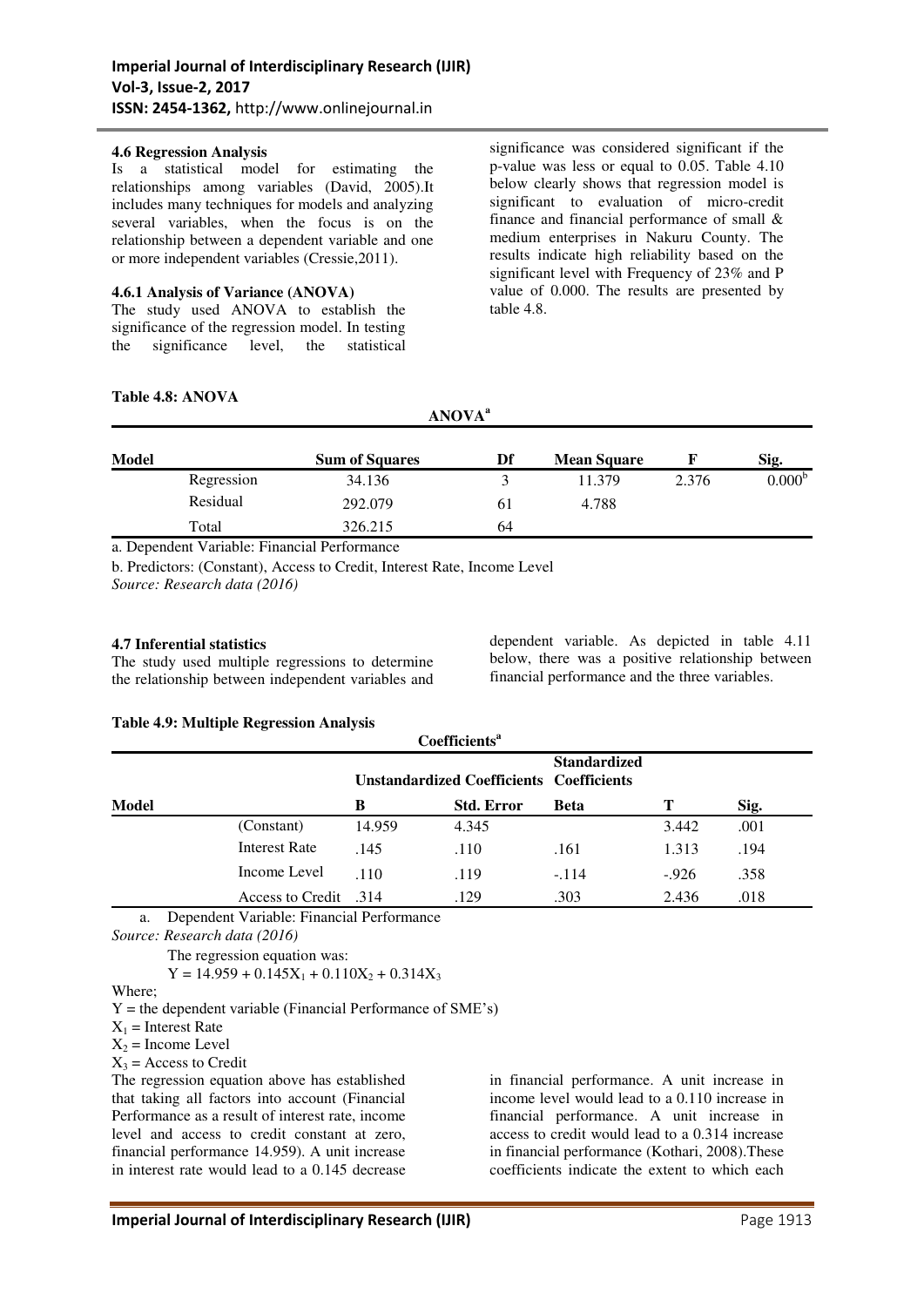### 4.6 Regression Analysis

Is a statistical model for estimating the relationships among variables (David, 2005).It includes many techniques for models and analyzing several variables, when the focus is on the relationship between a dependent variable and one or more independent variables (Cressie,2011).

#### 4.6.1 Analysis of Variance (ANOVA)

The study used ANOVA to establish the significance of the regression model. In testing the significance level, the statistical significance was considered significant if the p-value was less or equal to 0.05. Table 4.10 below clearly shows that regression model is significant to evaluation of micro-credit finance and financial performance of small & medium enterprises in Nakuru County. The results indicate high reliability based on the significant level with Frequency of 23% and P value of 0.000. The results are presented by table 4.8.

**Table 4.8: ANOVA**

**ANOVA[a]**

| Model | | Sum of Squares | Df | Mean Square | F | Sig. |
|---|---|---|---|---|---|---|
| | Regression | 34.136 | 3 | 11.379 | 2.376 | 0.000[b] |
| | Residual | 292.079 | 61 | 4.788 | | |
| | Total | 326.215 | 64 | | | |

a. Dependent Variable: Financial Performance

b. Predictors: (Constant), Access to Credit, Interest Rate, Income Level

*Source: Research data (2016)*

### 4.7 Inferential statistics

The study used multiple regressions to determine the relationship between independent variables and dependent variable. As depicted in table 4.11 below, there was a positive relationship between financial performance and the three variables.

**Table 4.9: Multiple Regression Analysis**

**Coefficients[a]**

| Model | | Unstandardized Coefficients | | Standardized Coefficients | | |
|---|---|---|---|---|---|---|
| | | B | Std. Error | Beta | T | Sig. |
| | (Constant) | 14.959 | 4.345 | | 3.442 | .001 |
| | Interest Rate | .145 | .110 | .161 | 1.313 | .194 |
| | Income Level | .110 | .119 | -.114 | -.926 | .358 |
| | Access to Credit | .314 | .129 | .303 | 2.436 | .018 |

a. Dependent Variable: Financial Performance

*Source: Research data (2016)*

The regression equation was:

$$Y = 14.959 + 0.145X_1 + 0.110X_2 + 0.314X_3$$

Where;

$Y$ = the dependent variable (Financial Performance of SME's)

$X_1$ = Interest Rate

$X_2$ = Income Level

$X_3$ = Access to Credit

The regression equation above has established that taking all factors into account (Financial Performance as a result of interest rate, income level and access to credit constant at zero, financial performance 14.959). A unit increase in interest rate would lead to a 0.145 decrease in financial performance. A unit increase in income level would lead to a 0.110 increase in financial performance. A unit increase in access to credit would lead to a 0.314 increase in financial performance (Kothari, 2008).These coefficients indicate the extent to which each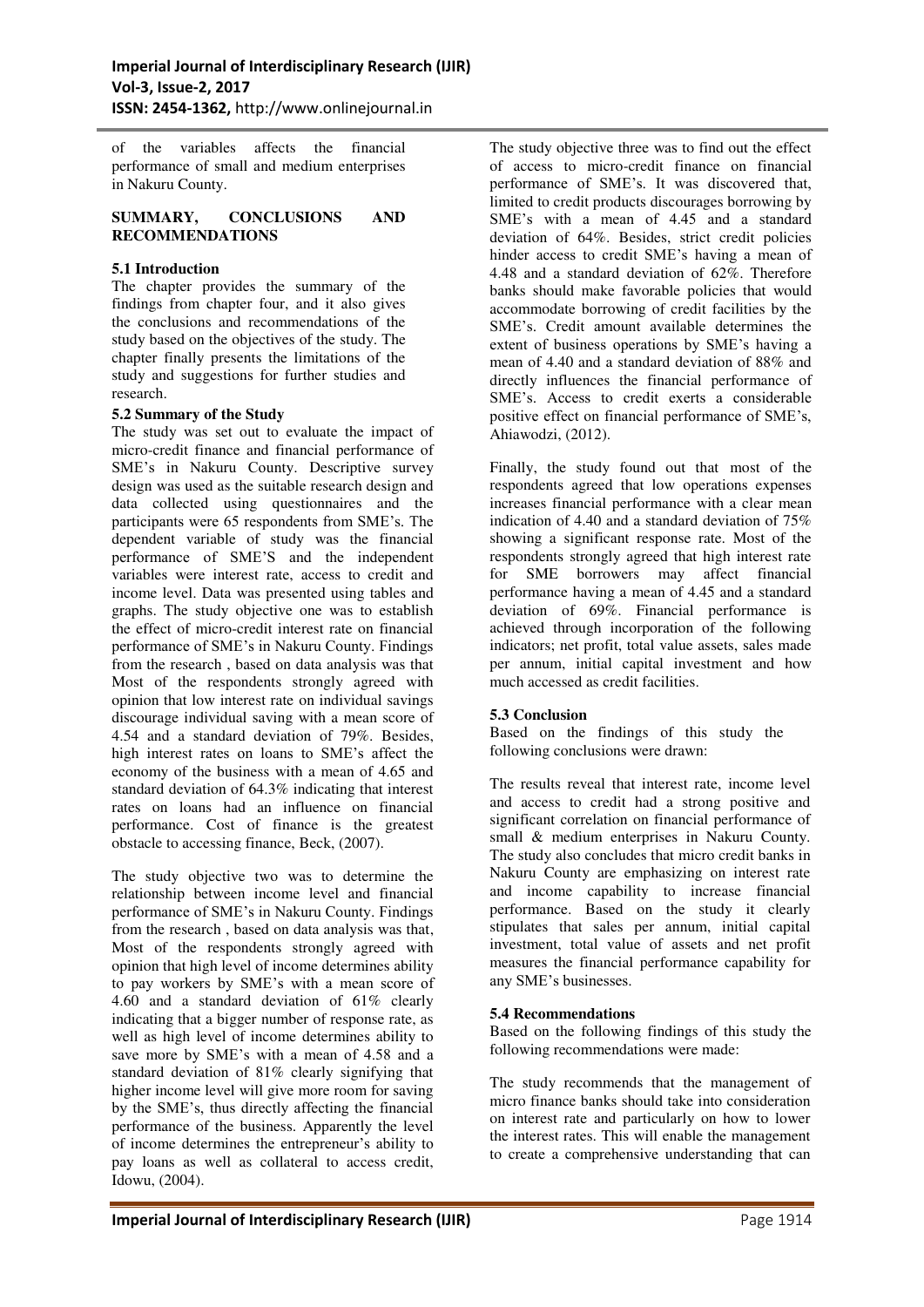of the variables affects the financial performance of small and medium enterprises in Nakuru County.

## SUMMARY, CONCLUSIONS AND RECOMMENDATIONS

### 5.1 Introduction

The chapter provides the summary of the findings from chapter four, and it also gives the conclusions and recommendations of the study based on the objectives of the study. The chapter finally presents the limitations of the study and suggestions for further studies and research.

### 5.2 Summary of the Study

The study was set out to evaluate the impact of micro-credit finance and financial performance of SME's in Nakuru County. Descriptive survey design was used as the suitable research design and data collected using questionnaires and the participants were 65 respondents from SME's. The dependent variable of study was the financial performance of SME'S and the independent variables were interest rate, access to credit and income level. Data was presented using tables and graphs. The study objective one was to establish the effect of micro-credit interest rate on financial performance of SME's in Nakuru County. Findings from the research , based on data analysis was that Most of the respondents strongly agreed with opinion that low interest rate on individual savings discourage individual saving with a mean score of 4.54 and a standard deviation of 79%. Besides, high interest rates on loans to SME's affect the economy of the business with a mean of 4.65 and standard deviation of 64.3% indicating that interest rates on loans had an influence on financial performance. Cost of finance is the greatest obstacle to accessing finance, Beck, (2007).

The study objective two was to determine the relationship between income level and financial performance of SME's in Nakuru County. Findings from the research , based on data analysis was that, Most of the respondents strongly agreed with opinion that high level of income determines ability to pay workers by SME's with a mean score of 4.60 and a standard deviation of 61% clearly indicating that a bigger number of response rate, as well as high level of income determines ability to save more by SME's with a mean of 4.58 and a standard deviation of 81% clearly signifying that higher income level will give more room for saving by the SME's, thus directly affecting the financial performance of the business. Apparently the level of income determines the entrepreneur's ability to pay loans as well as collateral to access credit, Idowu, (2004).

The study objective three was to find out the effect of access to micro-credit finance on financial performance of SME's. It was discovered that, limited to credit products discourages borrowing by SME's with a mean of 4.45 and a standard deviation of 64%. Besides, strict credit policies hinder access to credit SME's having a mean of 4.48 and a standard deviation of 62%. Therefore banks should make favorable policies that would accommodate borrowing of credit facilities by the SME's. Credit amount available determines the extent of business operations by SME's having a mean of 4.40 and a standard deviation of 88% and directly influences the financial performance of SME's. Access to credit exerts a considerable positive effect on financial performance of SME's, Ahiawodzi, (2012).

Finally, the study found out that most of the respondents agreed that low operations expenses increases financial performance with a clear mean indication of 4.40 and a standard deviation of 75% showing a significant response rate. Most of the respondents strongly agreed that high interest rate for SME borrowers may affect financial performance having a mean of 4.45 and a standard deviation of 69%. Financial performance is achieved through incorporation of the following indicators; net profit, total value assets, sales made per annum, initial capital investment and how much accessed as credit facilities.

### 5.3 Conclusion

Based on the findings of this study the following conclusions were drawn:

The results reveal that interest rate, income level and access to credit had a strong positive and significant correlation on financial performance of small & medium enterprises in Nakuru County. The study also concludes that micro credit banks in Nakuru County are emphasizing on interest rate and income capability to increase financial performance. Based on the study it clearly stipulates that sales per annum, initial capital investment, total value of assets and net profit measures the financial performance capability for any SME's businesses.

### 5.4 Recommendations

Based on the following findings of this study the following recommendations were made:

The study recommends that the management of micro finance banks should take into consideration on interest rate and particularly on how to lower the interest rates. This will enable the management to create a comprehensive understanding that can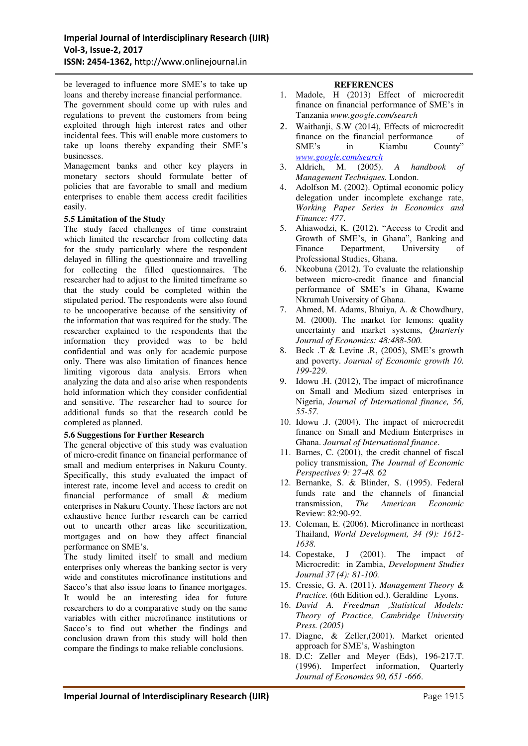be leveraged to influence more SME's to take up loans and thereby increase financial performance.

The government should come up with rules and regulations to prevent the customers from being exploited through high interest rates and other incidental fees. This will enable more customers to take up loans thereby expanding their SME's businesses.

Management banks and other key players in monetary sectors should formulate better of policies that are favorable to small and medium enterprises to enable them access credit facilities easily.

### 5.5 Limitation of the Study

The study faced challenges of time constraint which limited the researcher from collecting data for the study particularly where the respondent delayed in filling the questionnaire and travelling for collecting the filled questionnaires. The researcher had to adjust to the limited timeframe so that the study could be completed within the stipulated period. The respondents were also found to be uncooperative because of the sensitivity of the information that was required for the study. The researcher explained to the respondents that the information they provided was to be held confidential and was only for academic purpose only. There was also limitation of finances hence limiting vigorous data analysis. Errors when analyzing the data and also arise when respondents hold information which they consider confidential and sensitive. The researcher had to source for additional funds so that the research could be completed as planned.

### 5.6 Suggestions for Further Research

The general objective of this study was evaluation of micro-credit finance on financial performance of small and medium enterprises in Nakuru County. Specifically, this study evaluated the impact of interest rate, income level and access to credit on financial performance of small & medium enterprises in Nakuru County. These factors are not exhaustive hence further research can be carried out to unearth other areas like securitization, mortgages and on how they affect financial performance on SME's.

The study limited itself to small and medium enterprises only whereas the banking sector is very wide and constitutes microfinance institutions and Sacco's that also issue loans to finance mortgages. It would be an interesting idea for future researchers to do a comparative study on the same variables with either microfinance institutions or Sacco's to find out whether the findings and conclusion drawn from this study will hold then compare the findings to make reliable conclusions.

## REFERENCES

1. Madole, H (2013) Effect of microcredit finance on financial performance of SME's in Tanzania *www.google.com/search*
2. Waithanji, S.W (2014), Effects of microcredit finance on the financial performance of SME's in Kiambu County" *www.google.com/search*
3. Aldrich, M. (2005). *A handbook of Management Techniques.* London.
4. Adolfson M. (2002). Optimal economic policy delegation under incomplete exchange rate, *Working Paper Series in Economics and Finance: 477.*
5. Ahiawodzi, K. (2012). "Access to Credit and Growth of SME's, in Ghana", Banking and Finance Department, University of Professional Studies, Ghana.
6. Nkeobuna (2012). To evaluate the relationship between micro-credit finance and financial performance of SME's in Ghana, Kwame Nkrumah University of Ghana.
7. Ahmed, M. Adams, Bhuiya, A. & Chowdhury, M. (2000). The market for lemons: quality uncertainty and market systems, *Quarterly Journal of Economics: 48:488-500.*
8. Beck .T & Levine .R, (2005), SME's growth and poverty. *Journal of Economic growth 10. 199-229.*
9. Idowu .H. (2012), The impact of microfinance on Small and Medium sized enterprises in Nigeria, *Journal of International finance, 56, 55-57.*
10. Idowu .J. (2004). The impact of microcredit finance on Small and Medium Enterprises in Ghana. *Journal of International finance*.
11. Barnes, C. (2001), the credit channel of fiscal policy transmission, *The Journal of Economic Perspectives 9: 27-48. 62*
12. Bernanke, S. & Blinder, S. (1995). Federal funds rate and the channels of financial transmission, *The American Economic* Review: 82:90-92.
13. Coleman, E. (2006). Microfinance in northeast Thailand, *World Development, 34 (9): 1612-1638.*
14. Copestake, J (2001). The impact of Microcredit: in Zambia, *Development Studies Journal 37 (4): 81-100.*
15. Cressie, G. A. (2011). *Management Theory & Practice.* (6th Edition ed.). Geraldine Lyons.
16. *David A. Freedman ,Statistical Models: Theory of Practice, Cambridge University Press. (2005)*
17. Diagne, & Zeller,(2001). Market oriented approach for SME's, Washington
18. D.C: Zeller and Meyer (Eds), 196-217.T. (1996). Imperfect information, Quarterly *Journal of Economics 90, 651 -666*.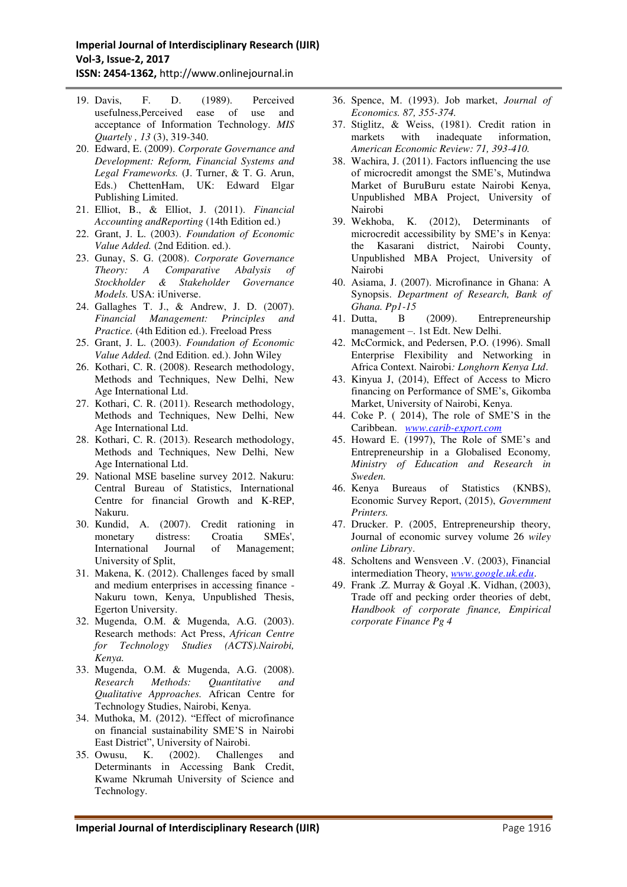19. Davis, F. D. (1989). Perceived usefulness,Perceived ease of use and acceptance of Information Technology. *MIS Quartely , 13* (3), 319-340.
20. Edward, E. (2009). *Corporate Governance and Development: Reform, Financial Systems and Legal Frameworks.* (J. Turner, & T. G. Arun, Eds.) ChettenHam, UK: Edward Elgar Publishing Limited.
21. Elliot, B., & Elliot, J. (2011). *Financial Accounting andReporting* (14th Edition ed.)
22. Grant, J. L. (2003). *Foundation of Economic Value Added.* (2nd Edition. ed.).
23. Gunay, S. G. (2008). *Corporate Governance Theory: A Comparative Abalysis of Stockholder & Stakeholder Governance Models.* USA: iUniverse.
24. Gallaghes T. J., & Andrew, J. D. (2007). *Financial Management: Principles and Practice.* (4th Edition ed.). Freeload Press
25. Grant, J. L. (2003). *Foundation of Economic Value Added.* (2nd Edition. ed.). John Wiley
26. Kothari, C. R. (2008). Research methodology, Methods and Techniques, New Delhi, New Age International Ltd.
27. Kothari, C. R. (2011). Research methodology, Methods and Techniques, New Delhi, New Age International Ltd.
28. Kothari, C. R. (2013). Research methodology, Methods and Techniques, New Delhi, New Age International Ltd.
29. National MSE baseline survey 2012. Nakuru: Central Bureau of Statistics, International Centre for financial Growth and K-REP, Nakuru.
30. Kundid, A. (2007). Credit rationing in monetary distress: Croatia SMEs', International Journal of Management; University of Split,
31. Makena, K. (2012). Challenges faced by small and medium enterprises in accessing finance - Nakuru town, Kenya, Unpublished Thesis, Egerton University.
32. Mugenda, O.M. & Mugenda, A.G. (2003). Research methods: Act Press, *African Centre for Technology Studies (ACTS).Nairobi, Kenya.*
33. Mugenda, O.M. & Mugenda, A.G. (2008). *Research Methods: Quantitative and Qualitative Approaches.* African Centre for Technology Studies, Nairobi, Kenya.
34. Muthoka, M. (2012). "Effect of microfinance on financial sustainability SME'S in Nairobi East District", University of Nairobi.
35. Owusu, K. (2002). Challenges and Determinants in Accessing Bank Credit, Kwame Nkrumah University of Science and Technology.
36. Spence, M. (1993). Job market, *Journal of Economics. 87, 355-374.*
37. Stiglitz, & Weiss, (1981). Credit ration in markets with inadequate information, *American Economic Review: 71, 393-410.*
38. Wachira, J. (2011). Factors influencing the use of microcredit amongst the SME's, Mutindwa Market of BuruBuru estate Nairobi Kenya, Unpublished MBA Project, University of Nairobi
39. Wekhoba, K. (2012), Determinants of microcredit accessibility by SME's in Kenya: the Kasarani district, Nairobi County, Unpublished MBA Project, University of Nairobi
40. Asiama, J. (2007). Microfinance in Ghana: A Synopsis. *Department of Research, Bank of Ghana. Pp1-15*
41. Dutta, B (2009). Entrepreneurship management –. 1st Edt. New Delhi.
42. McCormick, and Pedersen, P.O. (1996). Small Enterprise Flexibility and Networking in Africa Context. Nairobi*: Longhorn Kenya Ltd*.
43. Kinyua J, (2014), Effect of Access to Micro financing on Performance of SME's, Gikomba Market, University of Nairobi, Kenya.
44. Coke P. ( 2014), The role of SME'S in the Caribbean. *www.carib-export.com*
45. Howard E. (1997), The Role of SME's and Entrepreneurship in a Globalised Economy*, Ministry of Education and Research in Sweden.*
46. Kenya Bureaus of Statistics (KNBS), Economic Survey Report, (2015), *Government Printers.*
47. Drucker. P. (2005, Entrepreneurship theory, Journal of economic survey volume 26 *wiley online Library*.
48. Scholtens and Wensveen .V. (2003), Financial intermediation Theory, *www.google.uk.edu*.
49. Frank .Z. Murray & Goyal .K. Vidhan, (2003), Trade off and pecking order theories of debt, *Handbook of corporate finance, Empirical corporate Finance Pg 4*